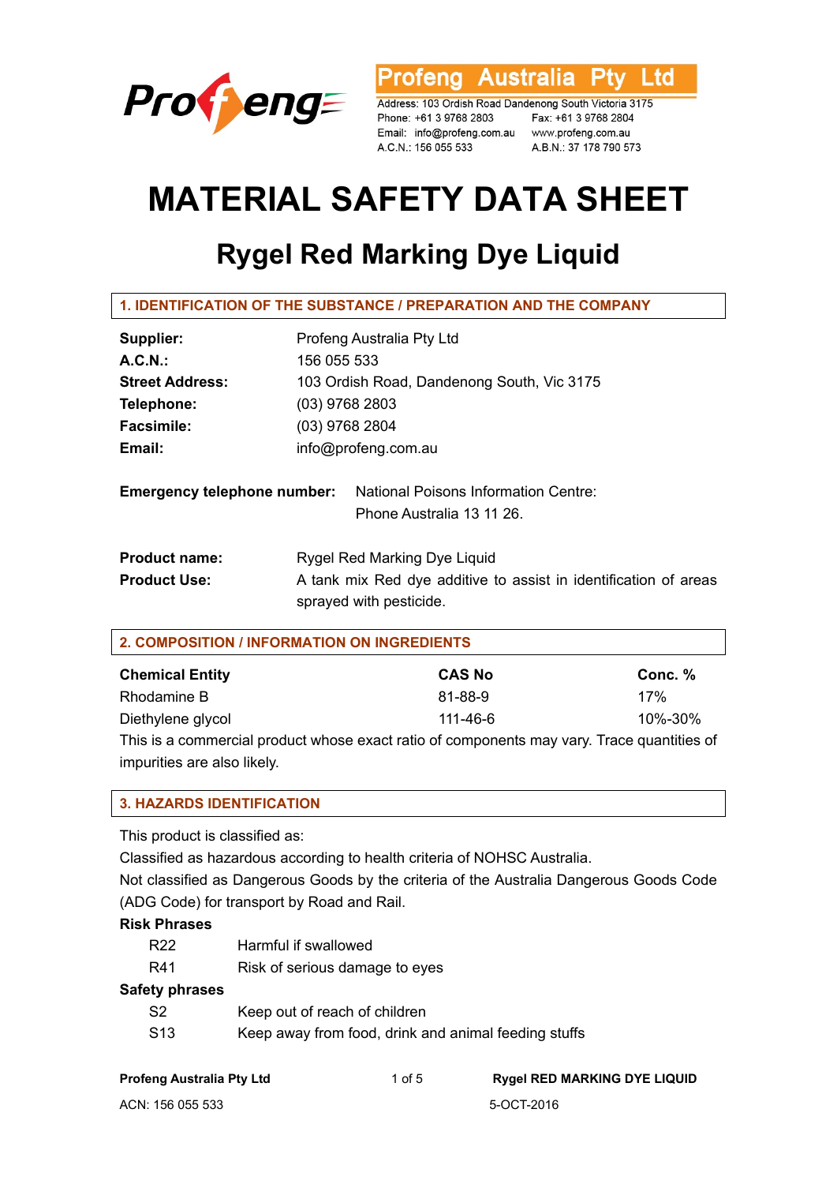**Profeng Australia Pty Ltd**

Address: 103 Ordish Road Dandenong South Victoria 3175
Phone: +61 3 9768 2803 Fax: +61 3 9768 2804
Email: info@profeng.com.au www.profeng.com.au
A.C.N.: 156 055 533 A.B.N.: 37 178 790 573

# MATERIAL SAFETY DATA SHEET

## Rygel Red Marking Dye Liquid

### 1. IDENTIFICATION OF THE SUBSTANCE / PREPARATION AND THE COMPANY

**Supplier:** Profeng Australia Pty Ltd
**A.C.N.:** 156 055 533
**Street Address:** 103 Ordish Road, Dandenong South, Vic 3175
**Telephone:** (03) 9768 2803
**Facsimile:** (03) 9768 2804
**Email:** info@profeng.com.au

**Emergency telephone number:** National Poisons Information Centre: Phone Australia 13 11 26.

**Product name:** Rygel Red Marking Dye Liquid
**Product Use:** A tank mix Red dye additive to assist in identification of areas sprayed with pesticide.

### 2. COMPOSITION / INFORMATION ON INGREDIENTS

| Chemical Entity | CAS No | Conc. % |
|---|---|---|
| Rhodamine B | 81-88-9 | 17% |
| Diethylene glycol | 111-46-6 | 10%-30% |

This is a commercial product whose exact ratio of components may vary. Trace quantities of impurities are also likely.

### 3. HAZARDS IDENTIFICATION

This product is classified as:
Classified as hazardous according to health criteria of NOHSC Australia.
Not classified as Dangerous Goods by the criteria of the Australia Dangerous Goods Code (ADG Code) for transport by Road and Rail.

**Risk Phrases**

| | |
|---|---|
| R22 | Harmful if swallowed |
| R41 | Risk of serious damage to eyes |

**Safety phrases**

| | |
|---|---|
| S2 | Keep out of reach of children |
| S13 | Keep away from food, drink and animal feeding stuffs |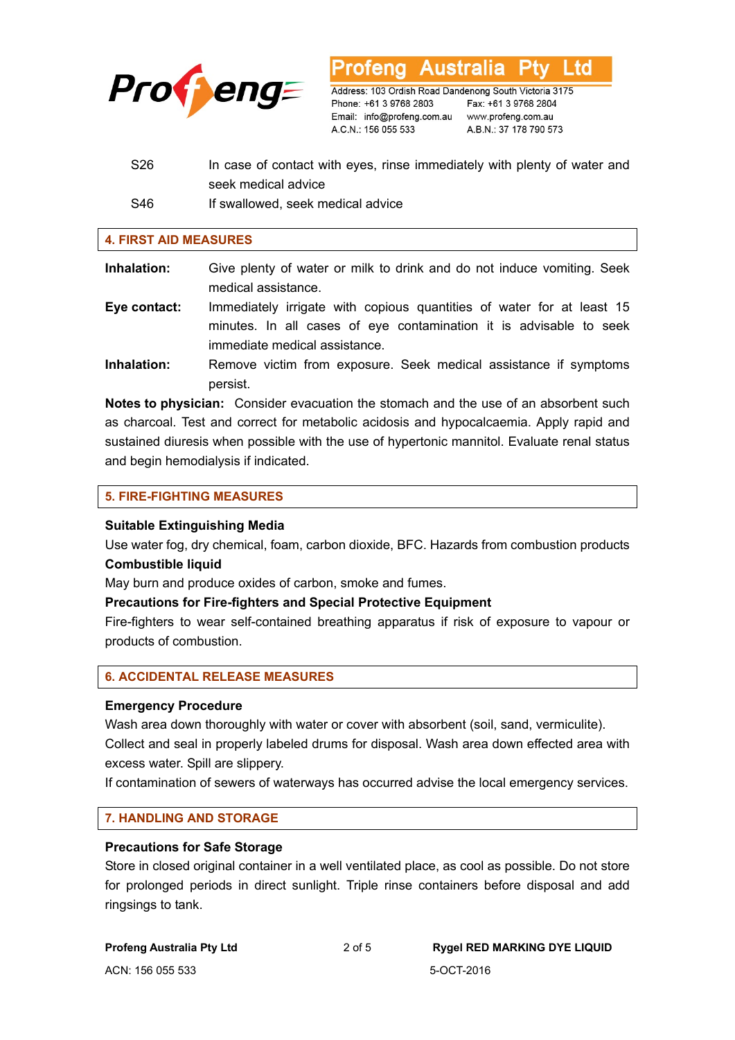| | |
|---|---|
| S26 | In case of contact with eyes, rinse immediately with plenty of water and seek medical advice |
| S46 | If swallowed, seek medical advice |

## 4. FIRST AID MEASURES

**Inhalation:** Give plenty of water or milk to drink and do not induce vomiting. Seek medical assistance.

**Eye contact:** Immediately irrigate with copious quantities of water for at least 15 minutes. In all cases of eye contamination it is advisable to seek immediate medical assistance.

**Inhalation:** Remove victim from exposure. Seek medical assistance if symptoms persist.

**Notes to physician:** Consider evacuation the stomach and the use of an absorbent such as charcoal. Test and correct for metabolic acidosis and hypocalcaemia. Apply rapid and sustained diuresis when possible with the use of hypertonic mannitol. Evaluate renal status and begin hemodialysis if indicated.

## 5. FIRE-FIGHTING MEASURES

**Suitable Extinguishing Media**

Use water fog, dry chemical, foam, carbon dioxide, BFC. Hazards from combustion products

**Combustible liquid**

May burn and produce oxides of carbon, smoke and fumes.

**Precautions for Fire-fighters and Special Protective Equipment**

Fire-fighters to wear self-contained breathing apparatus if risk of exposure to vapour or products of combustion.

## 6. ACCIDENTAL RELEASE MEASURES

**Emergency Procedure**

Wash area down thoroughly with water or cover with absorbent (soil, sand, vermiculite).
Collect and seal in properly labeled drums for disposal. Wash area down effected area with excess water. Spill are slippery.
If contamination of sewers of waterways has occurred advise the local emergency services.

## 7. HANDLING AND STORAGE

**Precautions for Safe Storage**

Store in closed original container in a well ventilated place, as cool as possible. Do not store for prolonged periods in direct sunlight. Triple rinse containers before disposal and add ringsings to tank.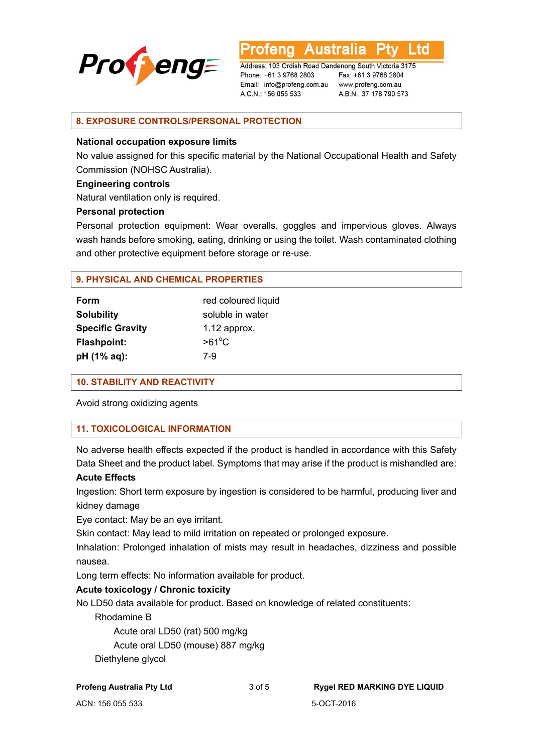## 8. EXPOSURE CONTROLS/PERSONAL PROTECTION

**National occupation exposure limits**

No value assigned for this specific material by the National Occupational Health and Safety Commission (NOHSC Australia).

**Engineering controls**

Natural ventilation only is required.

**Personal protection**

Personal protection equipment: Wear overalls, goggles and impervious gloves. Always wash hands before smoking, eating, drinking or using the toilet. Wash contaminated clothing and other protective equipment before storage or re-use.

## 9. PHYSICAL AND CHEMICAL PROPERTIES

| | |
|---|---|
| **Form** | red coloured liquid |
| **Solubility** | soluble in water |
| **Specific Gravity** | 1.12 approx. |
| **Flashpoint:** | >61°C |
| **pH (1% aq):** | 7-9 |

## 10. STABILITY AND REACTIVITY

Avoid strong oxidizing agents

## 11. TOXICOLOGICAL INFORMATION

No adverse health effects expected if the product is handled in accordance with this Safety Data Sheet and the product label. Symptoms that may arise if the product is mishandled are:

**Acute Effects**

Ingestion: Short term exposure by ingestion is considered to be harmful, producing liver and kidney damage

Eye contact: May be an eye irritant.

Skin contact: May lead to mild irritation on repeated or prolonged exposure.

Inhalation: Prolonged inhalation of mists may result in headaches, dizziness and possible nausea.

Long term effects: No information available for product.

**Acute toxicology / Chronic toxicity**

No LD50 data available for product. Based on knowledge of related constituents:

- Rhodamine B
  - Acute oral LD50 (rat) 500 mg/kg
  - Acute oral LD50 (mouse) 887 mg/kg
- Diethylene glycol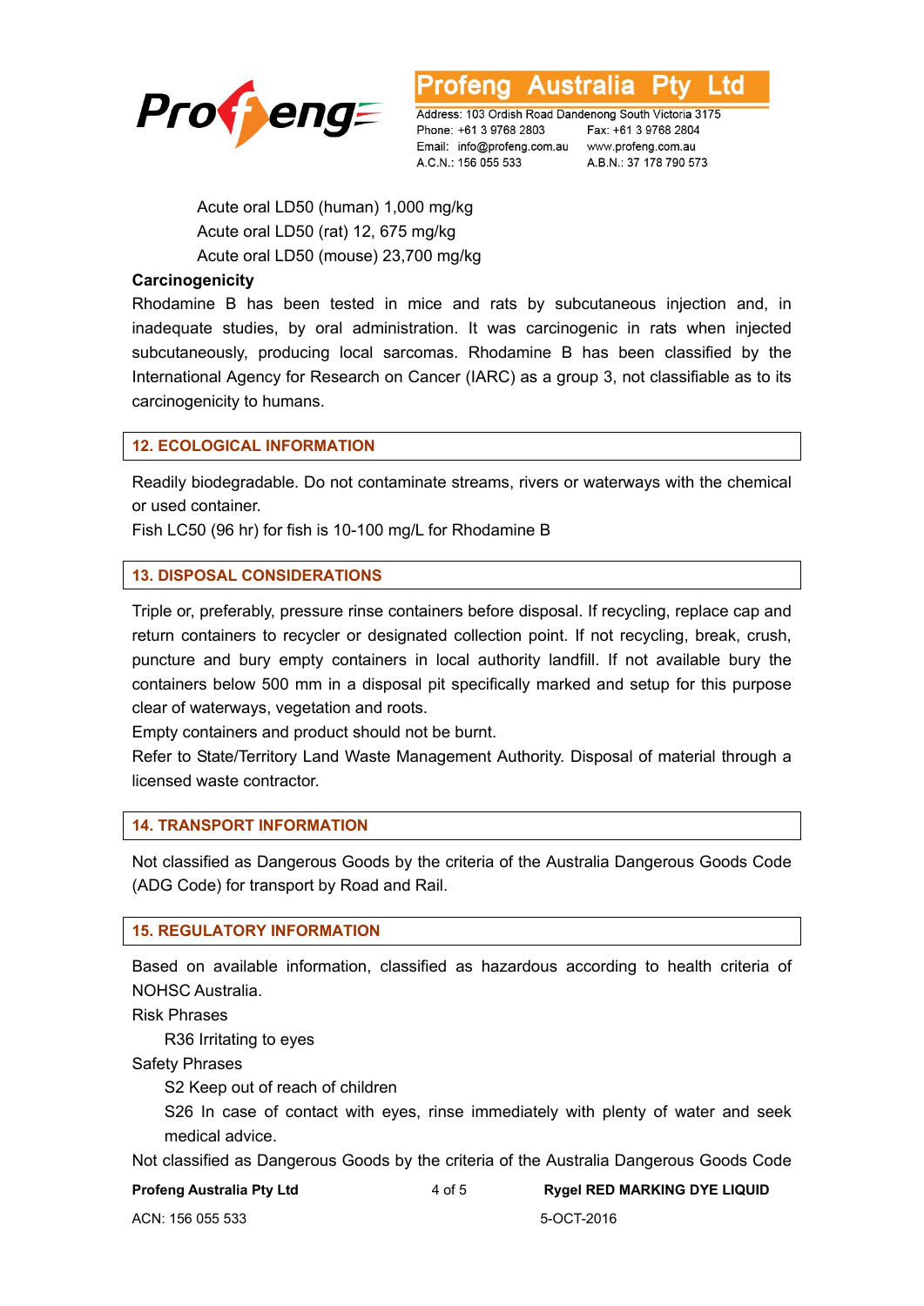Acute oral LD50 (human) 1,000 mg/kg
Acute oral LD50 (rat) 12, 675 mg/kg
Acute oral LD50 (mouse) 23,700 mg/kg

**Carcinogenicity**

Rhodamine B has been tested in mice and rats by subcutaneous injection and, in inadequate studies, by oral administration. It was carcinogenic in rats when injected subcutaneously, producing local sarcomas. Rhodamine B has been classified by the International Agency for Research on Cancer (IARC) as a group 3, not classifiable as to its carcinogenicity to humans.

## 12. ECOLOGICAL INFORMATION

Readily biodegradable. Do not contaminate streams, rivers or waterways with the chemical or used container.

Fish LC50 (96 hr) for fish is 10-100 mg/L for Rhodamine B

## 13. DISPOSAL CONSIDERATIONS

Triple or, preferably, pressure rinse containers before disposal. If recycling, replace cap and return containers to recycler or designated collection point. If not recycling, break, crush, puncture and bury empty containers in local authority landfill. If not available bury the containers below 500 mm in a disposal pit specifically marked and setup for this purpose clear of waterways, vegetation and roots.

Empty containers and product should not be burnt.

Refer to State/Territory Land Waste Management Authority. Disposal of material through a licensed waste contractor.

## 14. TRANSPORT INFORMATION

Not classified as Dangerous Goods by the criteria of the Australia Dangerous Goods Code (ADG Code) for transport by Road and Rail.

## 15. REGULATORY INFORMATION

Based on available information, classified as hazardous according to health criteria of NOHSC Australia.

Risk Phrases

R36 Irritating to eyes

Safety Phrases

S2 Keep out of reach of children

S26 In case of contact with eyes, rinse immediately with plenty of water and seek medical advice.

Not classified as Dangerous Goods by the criteria of the Australia Dangerous Goods Code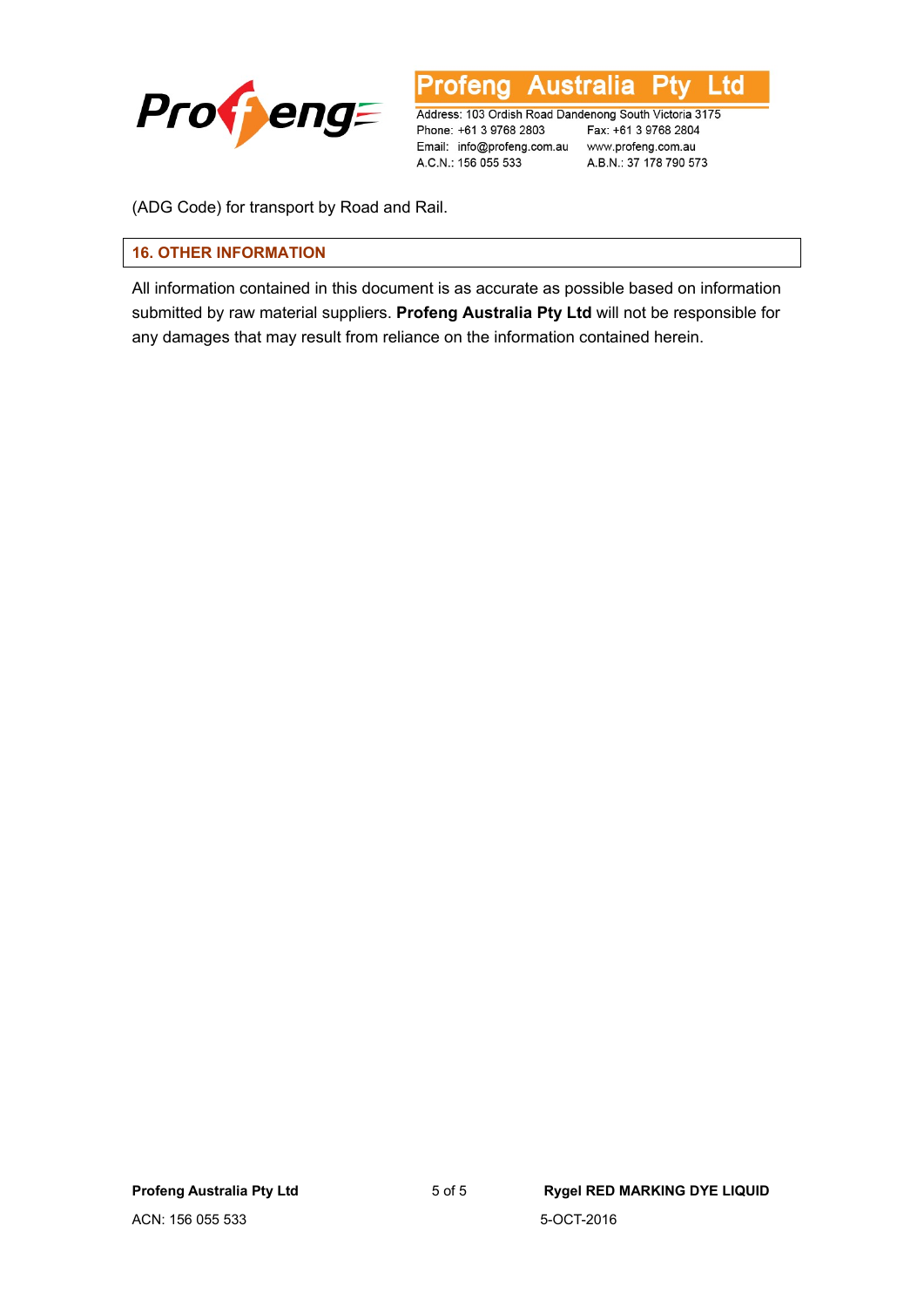(ADG Code) for transport by Road and Rail.

## 16. OTHER INFORMATION

All information contained in this document is as accurate as possible based on information submitted by raw material suppliers. **Profeng Australia Pty Ltd** will not be responsible for any damages that may result from reliance on the information contained herein.